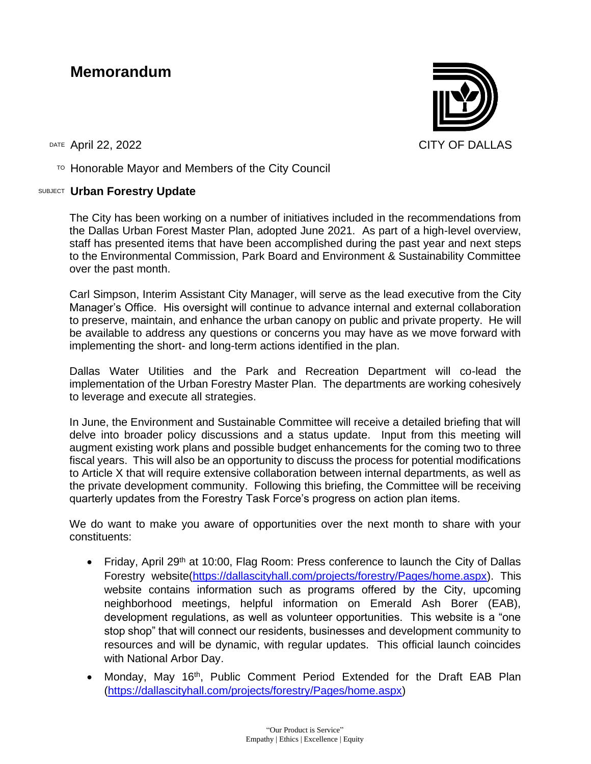# Memorandum

CITY OF DALLAS

DATE April 22, 2022

TO Honorable Mayor and Members of the City Council

SUBJECT **Urban Forestry Update**

The City has been working on a number of initiatives included in the recommendations from the Dallas Urban Forest Master Plan, adopted June 2021. As part of a high-level overview, staff has presented items that have been accomplished during the past year and next steps to the Environmental Commission, Park Board and Environment & Sustainability Committee over the past month.

Carl Simpson, Interim Assistant City Manager, will serve as the lead executive from the City Manager's Office. His oversight will continue to advance internal and external collaboration to preserve, maintain, and enhance the urban canopy on public and private property. He will be available to address any questions or concerns you may have as we move forward with implementing the short- and long-term actions identified in the plan.

Dallas Water Utilities and the Park and Recreation Department will co-lead the implementation of the Urban Forestry Master Plan. The departments are working cohesively to leverage and execute all strategies.

In June, the Environment and Sustainable Committee will receive a detailed briefing that will delve into broader policy discussions and a status update. Input from this meeting will augment existing work plans and possible budget enhancements for the coming two to three fiscal years. This will also be an opportunity to discuss the process for potential modifications to Article X that will require extensive collaboration between internal departments, as well as the private development community. Following this briefing, the Committee will be receiving quarterly updates from the Forestry Task Force's progress on action plan items.

We do want to make you aware of opportunities over the next month to share with your constituents:

- Friday, April 29th at 10:00, Flag Room: Press conference to launch the City of Dallas Forestry website(https://dallascityhall.com/projects/forestry/Pages/home.aspx). This website contains information such as programs offered by the City, upcoming neighborhood meetings, helpful information on Emerald Ash Borer (EAB), development regulations, as well as volunteer opportunities. This website is a "one stop shop" that will connect our residents, businesses and development community to resources and will be dynamic, with regular updates. This official launch coincides with National Arbor Day.
- Monday, May 16th, Public Comment Period Extended for the Draft EAB Plan (https://dallascityhall.com/projects/forestry/Pages/home.aspx)

"Our Product is Service"
Empathy | Ethics | Excellence | Equity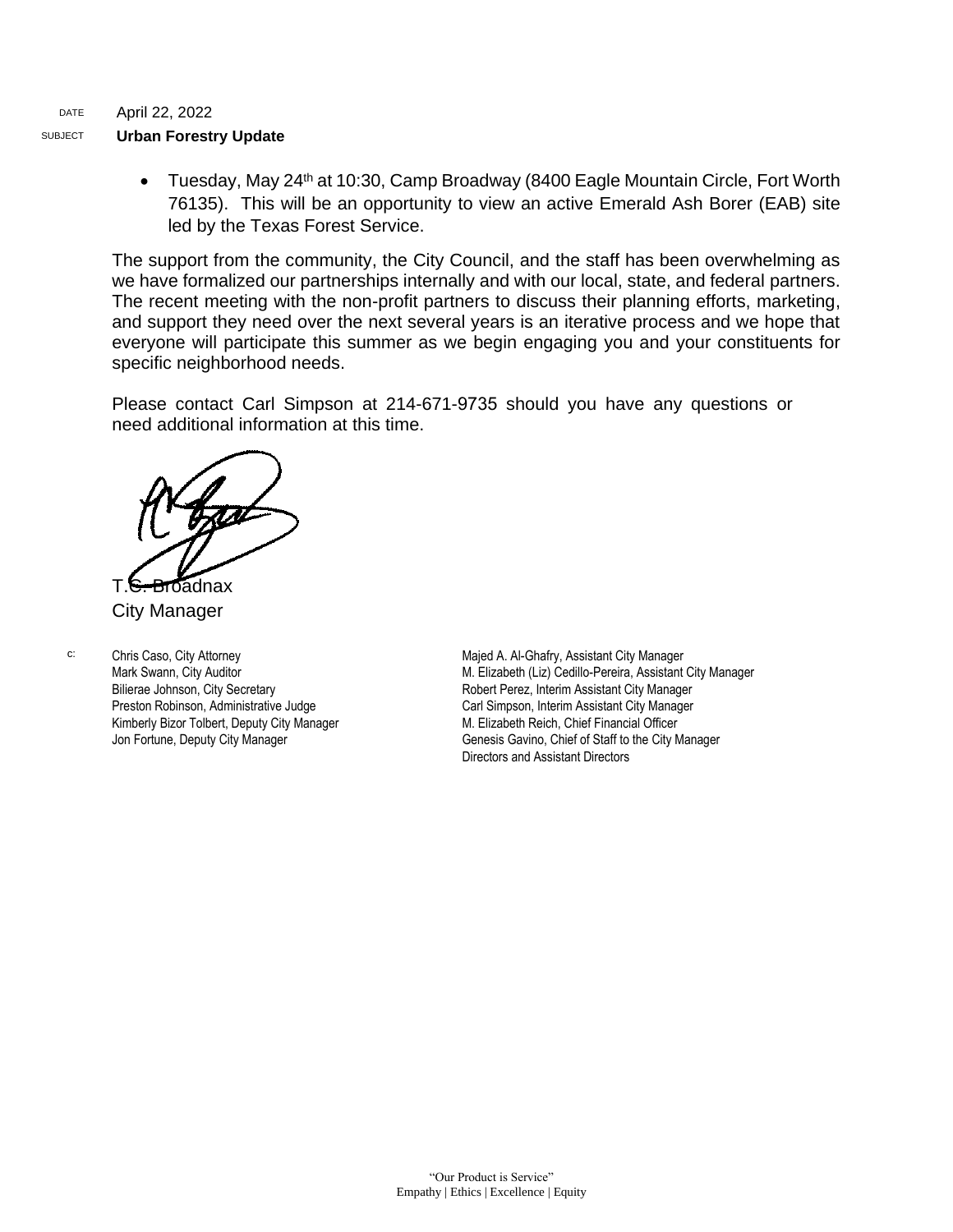DATE April 22, 2022

SUBJECT **Urban Forestry Update**

- Tuesday, May 24th at 10:30, Camp Broadway (8400 Eagle Mountain Circle, Fort Worth 76135). This will be an opportunity to view an active Emerald Ash Borer (EAB) site led by the Texas Forest Service.

The support from the community, the City Council, and the staff has been overwhelming as we have formalized our partnerships internally and with our local, state, and federal partners. The recent meeting with the non-profit partners to discuss their planning efforts, marketing, and support they need over the next several years is an iterative process and we hope that everyone will participate this summer as we begin engaging you and your constituents for specific neighborhood needs.

Please contact Carl Simpson at 214-671-9735 should you have any questions or need additional information at this time.

T.C. Broadnax
City Manager

c:
Chris Caso, City Attorney
Mark Swann, City Auditor
Bilierae Johnson, City Secretary
Preston Robinson, Administrative Judge
Kimberly Bizor Tolbert, Deputy City Manager
Jon Fortune, Deputy City Manager
Majed A. Al-Ghafry, Assistant City Manager
M. Elizabeth (Liz) Cedillo-Pereira, Assistant City Manager
Robert Perez, Interim Assistant City Manager
Carl Simpson, Interim Assistant City Manager
M. Elizabeth Reich, Chief Financial Officer
Genesis Gavino, Chief of Staff to the City Manager
Directors and Assistant Directors

"Our Product is Service"
Empathy | Ethics | Excellence | Equity